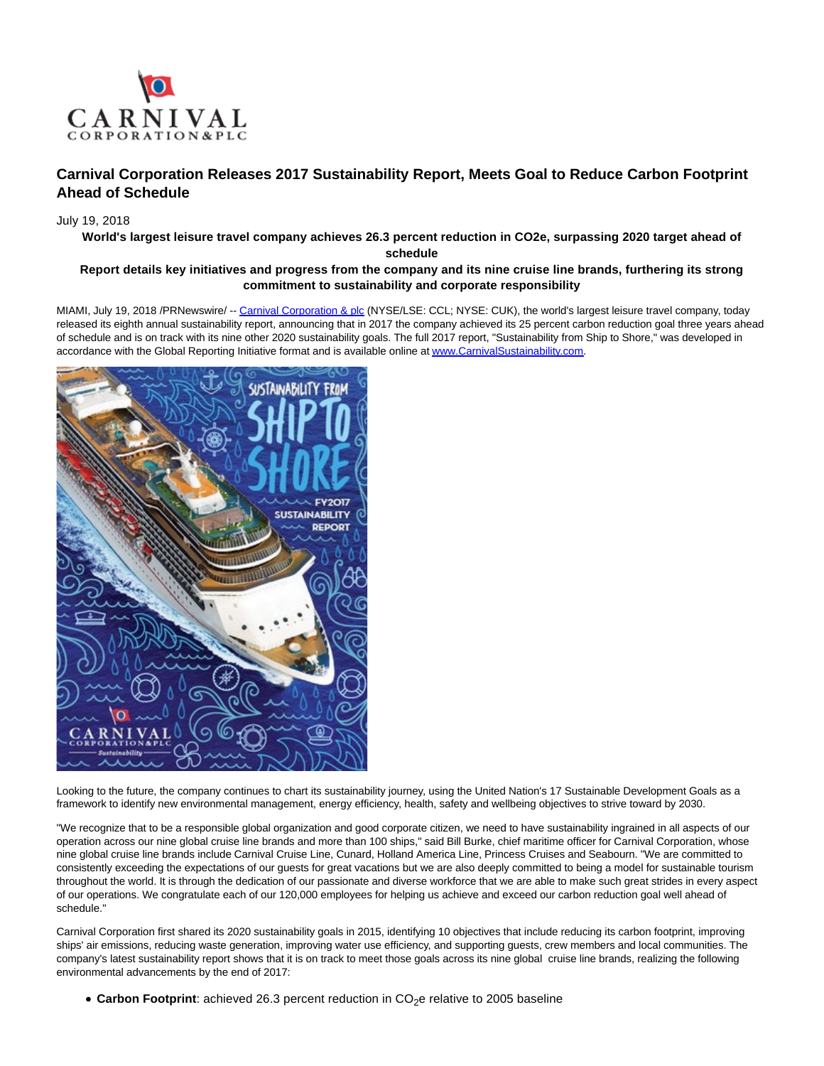# Carnival Corporation Releases 2017 Sustainability Report, Meets Goal to Reduce Carbon Footprint Ahead of Schedule

July 19, 2018

**World's largest leisure travel company achieves 26.3 percent reduction in CO2e, surpassing 2020 target ahead of schedule**

**Report details key initiatives and progress from the company and its nine cruise line brands, furthering its strong commitment to sustainability and corporate responsibility**

MIAMI, July 19, 2018 /PRNewswire/ -- Carnival Corporation & plc (NYSE/LSE: CCL; NYSE: CUK), the world's largest leisure travel company, today released its eighth annual sustainability report, announcing that in 2017 the company achieved its 25 percent carbon reduction goal three years ahead of schedule and is on track with its nine other 2020 sustainability goals. The full 2017 report, "Sustainability from Ship to Shore," was developed in accordance with the Global Reporting Initiative format and is available online at www.CarnivalSustainability.com.

Looking to the future, the company continues to chart its sustainability journey, using the United Nation's 17 Sustainable Development Goals as a framework to identify new environmental management, energy efficiency, health, safety and wellbeing objectives to strive toward by 2030.

"We recognize that to be a responsible global organization and good corporate citizen, we need to have sustainability ingrained in all aspects of our operation across our nine global cruise line brands and more than 100 ships," said Bill Burke, chief maritime officer for Carnival Corporation, whose nine global cruise line brands include Carnival Cruise Line, Cunard, Holland America Line, Princess Cruises and Seabourn. "We are committed to consistently exceeding the expectations of our guests for great vacations but we are also deeply committed to being a model for sustainable tourism throughout the world. It is through the dedication of our passionate and diverse workforce that we are able to make such great strides in every aspect of our operations. We congratulate each of our 120,000 employees for helping us achieve and exceed our carbon reduction goal well ahead of schedule."

Carnival Corporation first shared its 2020 sustainability goals in 2015, identifying 10 objectives that include reducing its carbon footprint, improving ships' air emissions, reducing waste generation, improving water use efficiency, and supporting guests, crew members and local communities. The company's latest sustainability report shows that it is on track to meet those goals across its nine global cruise line brands, realizing the following environmental advancements by the end of 2017:

- **Carbon Footprint**: achieved 26.3 percent reduction in $CO_2e$ relative to 2005 baseline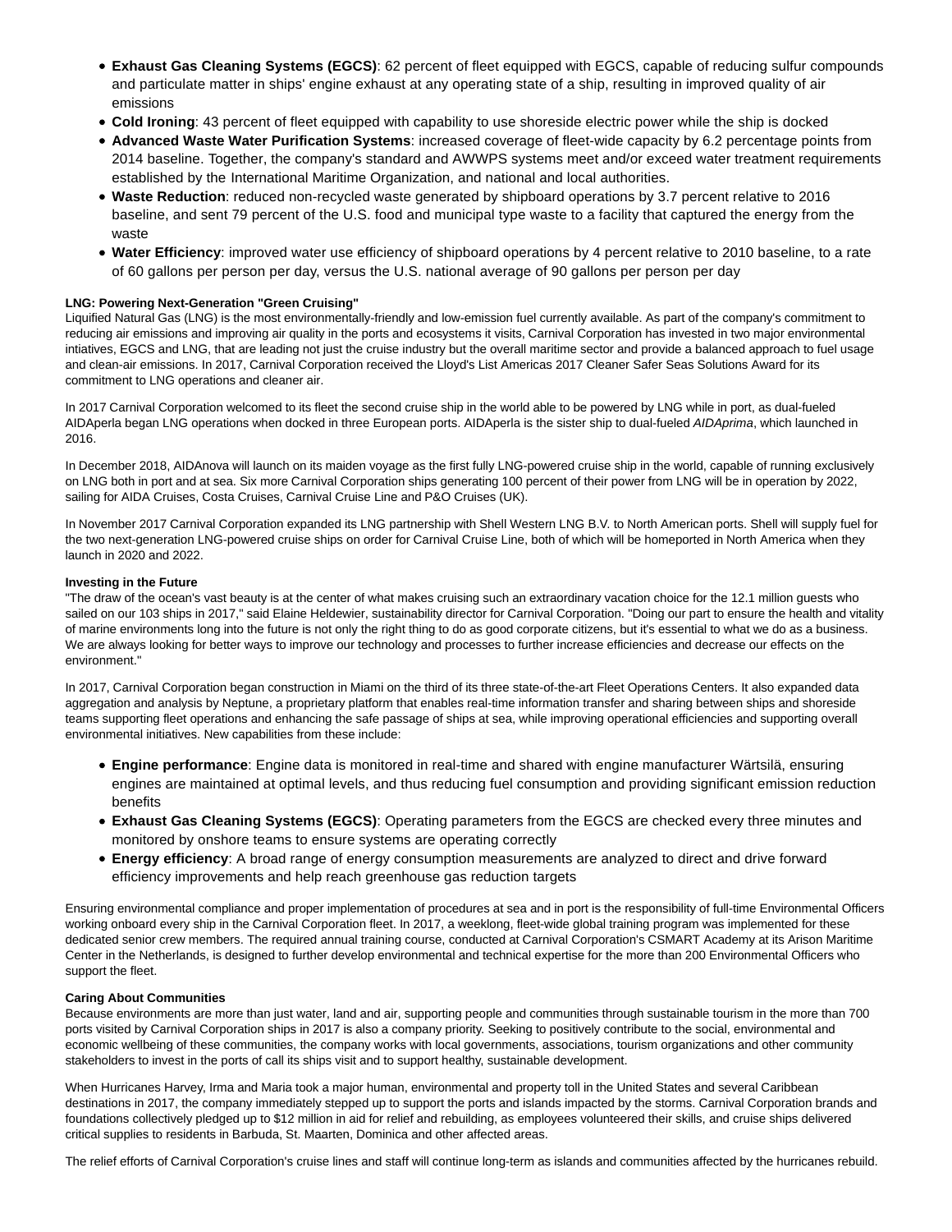- **Exhaust Gas Cleaning Systems (EGCS)**: 62 percent of fleet equipped with EGCS, capable of reducing sulfur compounds and particulate matter in ships' engine exhaust at any operating state of a ship, resulting in improved quality of air emissions
- **Cold Ironing**: 43 percent of fleet equipped with capability to use shoreside electric power while the ship is docked
- **Advanced Waste Water Purification Systems**: increased coverage of fleet-wide capacity by 6.2 percentage points from 2014 baseline. Together, the company's standard and AWWPS systems meet and/or exceed water treatment requirements established by the International Maritime Organization, and national and local authorities.
- **Waste Reduction**: reduced non-recycled waste generated by shipboard operations by 3.7 percent relative to 2016 baseline, and sent 79 percent of the U.S. food and municipal type waste to a facility that captured the energy from the waste
- **Water Efficiency**: improved water use efficiency of shipboard operations by 4 percent relative to 2010 baseline, to a rate of 60 gallons per person per day, versus the U.S. national average of 90 gallons per person per day

**LNG: Powering Next-Generation "Green Cruising"**

Liquified Natural Gas (LNG) is the most environmentally-friendly and low-emission fuel currently available. As part of the company's commitment to reducing air emissions and improving air quality in the ports and ecosystems it visits, Carnival Corporation has invested in two major environmental intiatives, EGCS and LNG, that are leading not just the cruise industry but the overall maritime sector and provide a balanced approach to fuel usage and clean-air emissions. In 2017, Carnival Corporation received the Lloyd's List Americas 2017 Cleaner Safer Seas Solutions Award for its commitment to LNG operations and cleaner air.

In 2017 Carnival Corporation welcomed to its fleet the second cruise ship in the world able to be powered by LNG while in port, as dual-fueled AIDAperla began LNG operations when docked in three European ports. AIDAperla is the sister ship to dual-fueled *AIDAprima*, which launched in 2016.

In December 2018, AIDAnova will launch on its maiden voyage as the first fully LNG-powered cruise ship in the world, capable of running exclusively on LNG both in port and at sea. Six more Carnival Corporation ships generating 100 percent of their power from LNG will be in operation by 2022, sailing for AIDA Cruises, Costa Cruises, Carnival Cruise Line and P&O Cruises (UK).

In November 2017 Carnival Corporation expanded its LNG partnership with Shell Western LNG B.V. to North American ports. Shell will supply fuel for the two next-generation LNG-powered cruise ships on order for Carnival Cruise Line, both of which will be homeported in North America when they launch in 2020 and 2022.

**Investing in the Future**

"The draw of the ocean's vast beauty is at the center of what makes cruising such an extraordinary vacation choice for the 12.1 million guests who sailed on our 103 ships in 2017," said Elaine Heldewier, sustainability director for Carnival Corporation. "Doing our part to ensure the health and vitality of marine environments long into the future is not only the right thing to do as good corporate citizens, but it's essential to what we do as a business. We are always looking for better ways to improve our technology and processes to further increase efficiencies and decrease our effects on the environment."

In 2017, Carnival Corporation began construction in Miami on the third of its three state-of-the-art Fleet Operations Centers. It also expanded data aggregation and analysis by Neptune, a proprietary platform that enables real-time information transfer and sharing between ships and shoreside teams supporting fleet operations and enhancing the safe passage of ships at sea, while improving operational efficiencies and supporting overall environmental initiatives. New capabilities from these include:

- **Engine performance**: Engine data is monitored in real-time and shared with engine manufacturer Wärtsilä, ensuring engines are maintained at optimal levels, and thus reducing fuel consumption and providing significant emission reduction benefits
- **Exhaust Gas Cleaning Systems (EGCS)**: Operating parameters from the EGCS are checked every three minutes and monitored by onshore teams to ensure systems are operating correctly
- **Energy efficiency**: A broad range of energy consumption measurements are analyzed to direct and drive forward efficiency improvements and help reach greenhouse gas reduction targets

Ensuring environmental compliance and proper implementation of procedures at sea and in port is the responsibility of full-time Environmental Officers working onboard every ship in the Carnival Corporation fleet. In 2017, a weeklong, fleet-wide global training program was implemented for these dedicated senior crew members. The required annual training course, conducted at Carnival Corporation's CSMART Academy at its Arison Maritime Center in the Netherlands, is designed to further develop environmental and technical expertise for the more than 200 Environmental Officers who support the fleet.

**Caring About Communities**

Because environments are more than just water, land and air, supporting people and communities through sustainable tourism in the more than 700 ports visited by Carnival Corporation ships in 2017 is also a company priority. Seeking to positively contribute to the social, environmental and economic wellbeing of these communities, the company works with local governments, associations, tourism organizations and other community stakeholders to invest in the ports of call its ships visit and to support healthy, sustainable development.

When Hurricanes Harvey, Irma and Maria took a major human, environmental and property toll in the United States and several Caribbean destinations in 2017, the company immediately stepped up to support the ports and islands impacted by the storms. Carnival Corporation brands and foundations collectively pledged up to $12 million in aid for relief and rebuilding, as employees volunteered their skills, and cruise ships delivered critical supplies to residents in Barbuda, St. Maarten, Dominica and other affected areas.

The relief efforts of Carnival Corporation's cruise lines and staff will continue long-term as islands and communities affected by the hurricanes rebuild.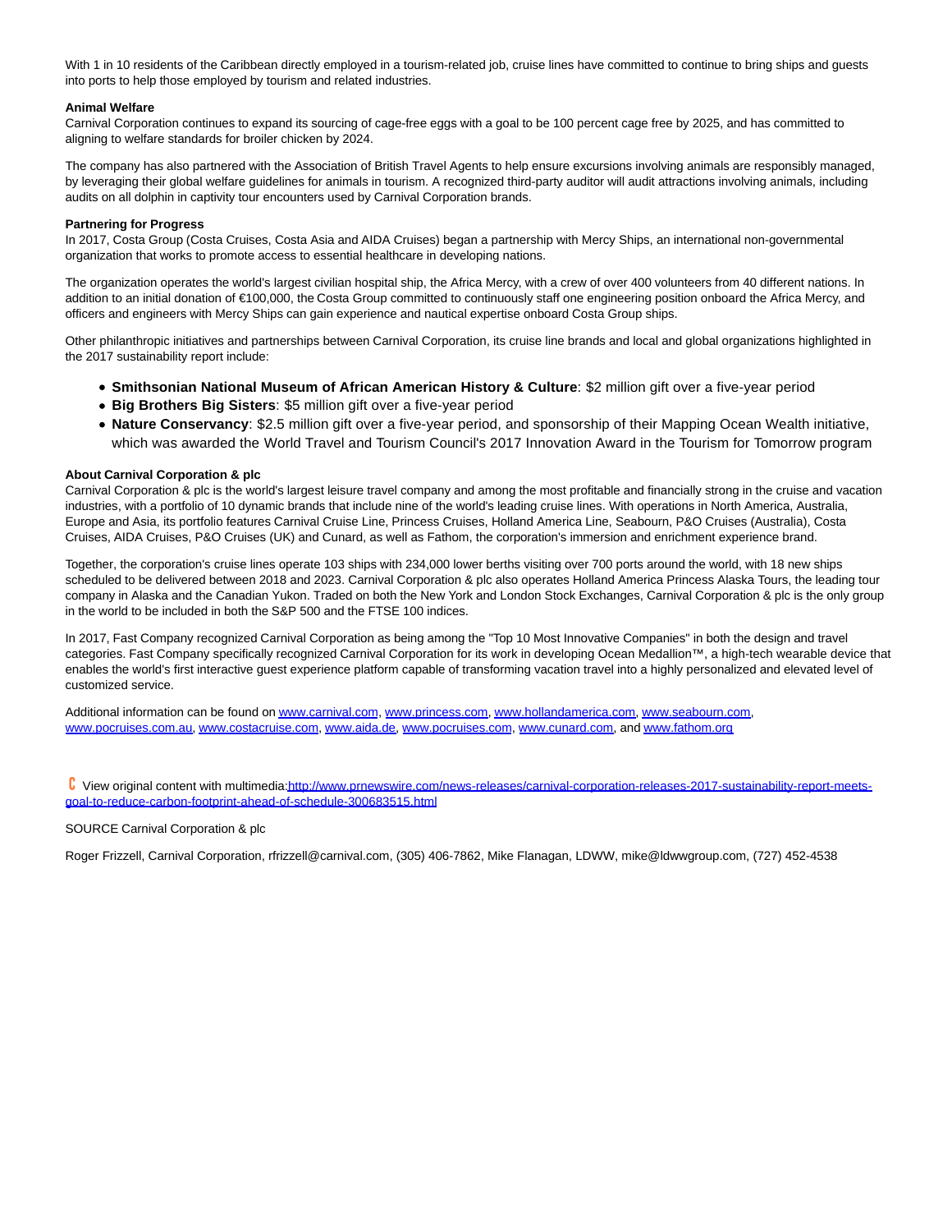With 1 in 10 residents of the Caribbean directly employed in a tourism-related job, cruise lines have committed to continue to bring ships and guests into ports to help those employed by tourism and related industries.

**Animal Welfare**

Carnival Corporation continues to expand its sourcing of cage-free eggs with a goal to be 100 percent cage free by 2025, and has committed to aligning to welfare standards for broiler chicken by 2024.

The company has also partnered with the Association of British Travel Agents to help ensure excursions involving animals are responsibly managed, by leveraging their global welfare guidelines for animals in tourism. A recognized third-party auditor will audit attractions involving animals, including audits on all dolphin in captivity tour encounters used by Carnival Corporation brands.

**Partnering for Progress**

In 2017, Costa Group (Costa Cruises, Costa Asia and AIDA Cruises) began a partnership with Mercy Ships, an international non-governmental organization that works to promote access to essential healthcare in developing nations.

The organization operates the world's largest civilian hospital ship, the Africa Mercy, with a crew of over 400 volunteers from 40 different nations. In addition to an initial donation of €100,000, the Costa Group committed to continuously staff one engineering position onboard the Africa Mercy, and officers and engineers with Mercy Ships can gain experience and nautical expertise onboard Costa Group ships.

Other philanthropic initiatives and partnerships between Carnival Corporation, its cruise line brands and local and global organizations highlighted in the 2017 sustainability report include:

- **Smithsonian National Museum of African American History & Culture**: $2 million gift over a five-year period
- **Big Brothers Big Sisters**: $5 million gift over a five-year period
- **Nature Conservancy**: $2.5 million gift over a five-year period, and sponsorship of their Mapping Ocean Wealth initiative, which was awarded the World Travel and Tourism Council's 2017 Innovation Award in the Tourism for Tomorrow program

**About Carnival Corporation & plc**

Carnival Corporation & plc is the world's largest leisure travel company and among the most profitable and financially strong in the cruise and vacation industries, with a portfolio of 10 dynamic brands that include nine of the world's leading cruise lines. With operations in North America, Australia, Europe and Asia, its portfolio features Carnival Cruise Line, Princess Cruises, Holland America Line, Seabourn, P&O Cruises (Australia), Costa Cruises, AIDA Cruises, P&O Cruises (UK) and Cunard, as well as Fathom, the corporation's immersion and enrichment experience brand.

Together, the corporation's cruise lines operate 103 ships with 234,000 lower berths visiting over 700 ports around the world, with 18 new ships scheduled to be delivered between 2018 and 2023. Carnival Corporation & plc also operates Holland America Princess Alaska Tours, the leading tour company in Alaska and the Canadian Yukon. Traded on both the New York and London Stock Exchanges, Carnival Corporation & plc is the only group in the world to be included in both the S&P 500 and the FTSE 100 indices.

In 2017, Fast Company recognized Carnival Corporation as being among the "Top 10 Most Innovative Companies" in both the design and travel categories. Fast Company specifically recognized Carnival Corporation for its work in developing Ocean Medallion™, a high-tech wearable device that enables the world's first interactive guest experience platform capable of transforming vacation travel into a highly personalized and elevated level of customized service.

Additional information can be found on www.carnival.com, www.princess.com, www.hollandamerica.com, www.seabourn.com, www.pocruises.com.au, www.costacruise.com, www.aida.de, www.pocruises.com, www.cunard.com, and www.fathom.org

View original content with multimedia:http://www.prnewswire.com/news-releases/carnival-corporation-releases-2017-sustainability-report-meets-goal-to-reduce-carbon-footprint-ahead-of-schedule-300683515.html

SOURCE Carnival Corporation & plc

Roger Frizzell, Carnival Corporation, rfrizzell@carnival.com, (305) 406-7862, Mike Flanagan, LDWW, mike@ldwwgroup.com, (727) 452-4538